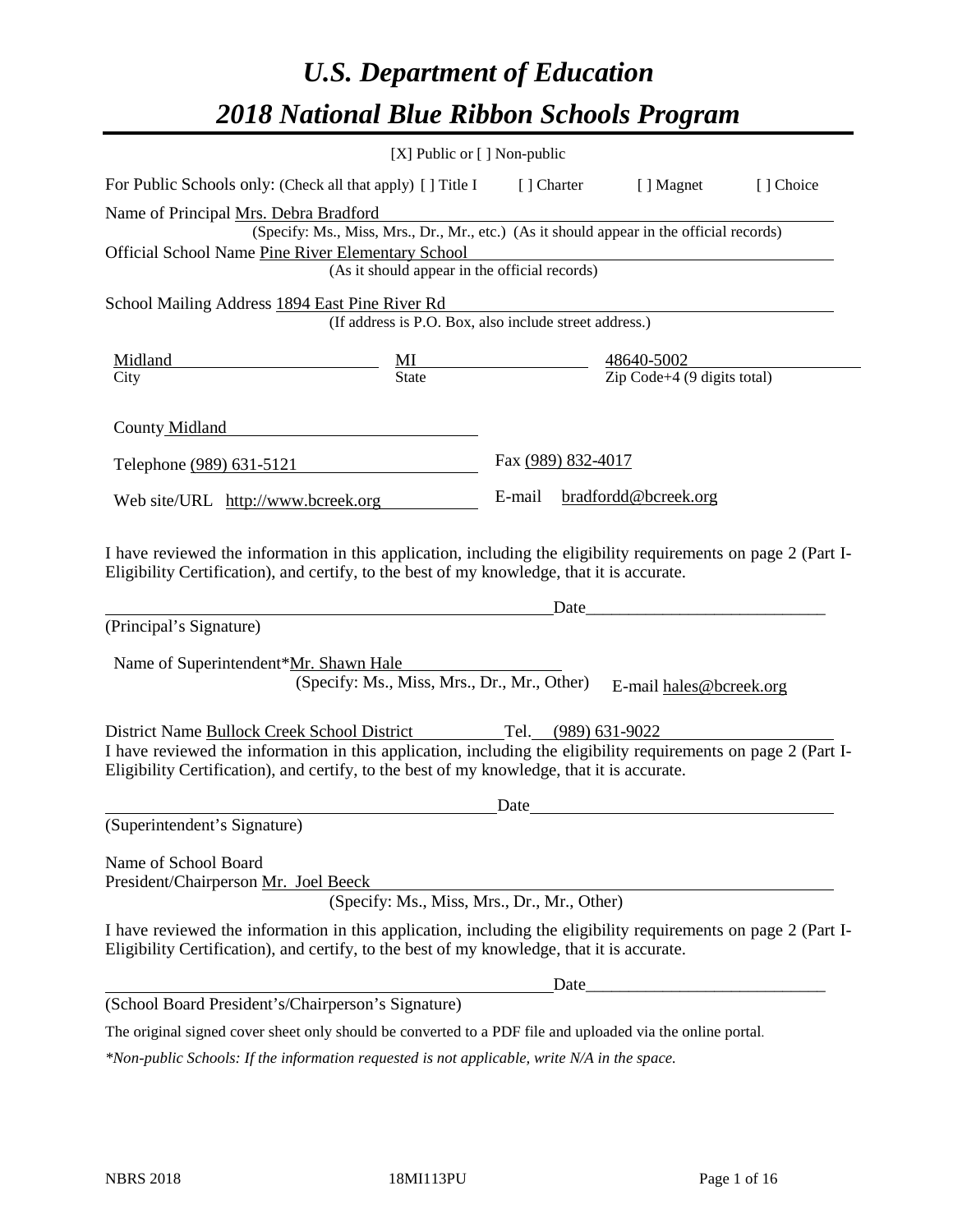# *U.S. Department of Education*

# *2018 National Blue Ribbon Schools Program*

[X] Public or [ ] Non-public

For Public Schools only: (Check all that apply) [ ] Title I [ ] Charter [ ] Magnet [ ] Choice

Name of Principal Mrs. Debra Bradford
(Specify: Ms., Miss, Mrs., Dr., Mr., etc.) (As it should appear in the official records)

Official School Name Pine River Elementary School
(As it should appear in the official records)

School Mailing Address 1894 East Pine River Rd
(If address is P.O. Box, also include street address.)

| Midland | MI | 48640-5002 |
|---|---|---|
| City | State | Zip Code+4 (9 digits total) |

County Midland

Telephone (989) 631-5121 Fax (989) 832-4017

Web site/URL http://www.bcreek.org E-mail bradfordd@bcreek.org

I have reviewed the information in this application, including the eligibility requirements on page 2 (Part I-Eligibility Certification), and certify, to the best of my knowledge, that it is accurate.

_______________________________________ Date___________________________

(Principal's Signature)

Name of Superintendent*Mr. Shawn Hale
(Specify: Ms., Miss, Mrs., Dr., Mr., Other) E-mail hales@bcreek.org

District Name Bullock Creek School District Tel. (989) 631-9022

I have reviewed the information in this application, including the eligibility requirements on page 2 (Part I-Eligibility Certification), and certify, to the best of my knowledge, that it is accurate.

_______________________________________ Date___________________________

(Superintendent's Signature)

Name of School Board
President/Chairperson Mr. Joel Beeck
(Specify: Ms., Miss, Mrs., Dr., Mr., Other)

I have reviewed the information in this application, including the eligibility requirements on page 2 (Part I-Eligibility Certification), and certify, to the best of my knowledge, that it is accurate.

_______________________________________ Date___________________________

(School Board President's/Chairperson's Signature)

The original signed cover sheet only should be converted to a PDF file and uploaded via the online portal.

*\*Non-public Schools: If the information requested is not applicable, write N/A in the space.*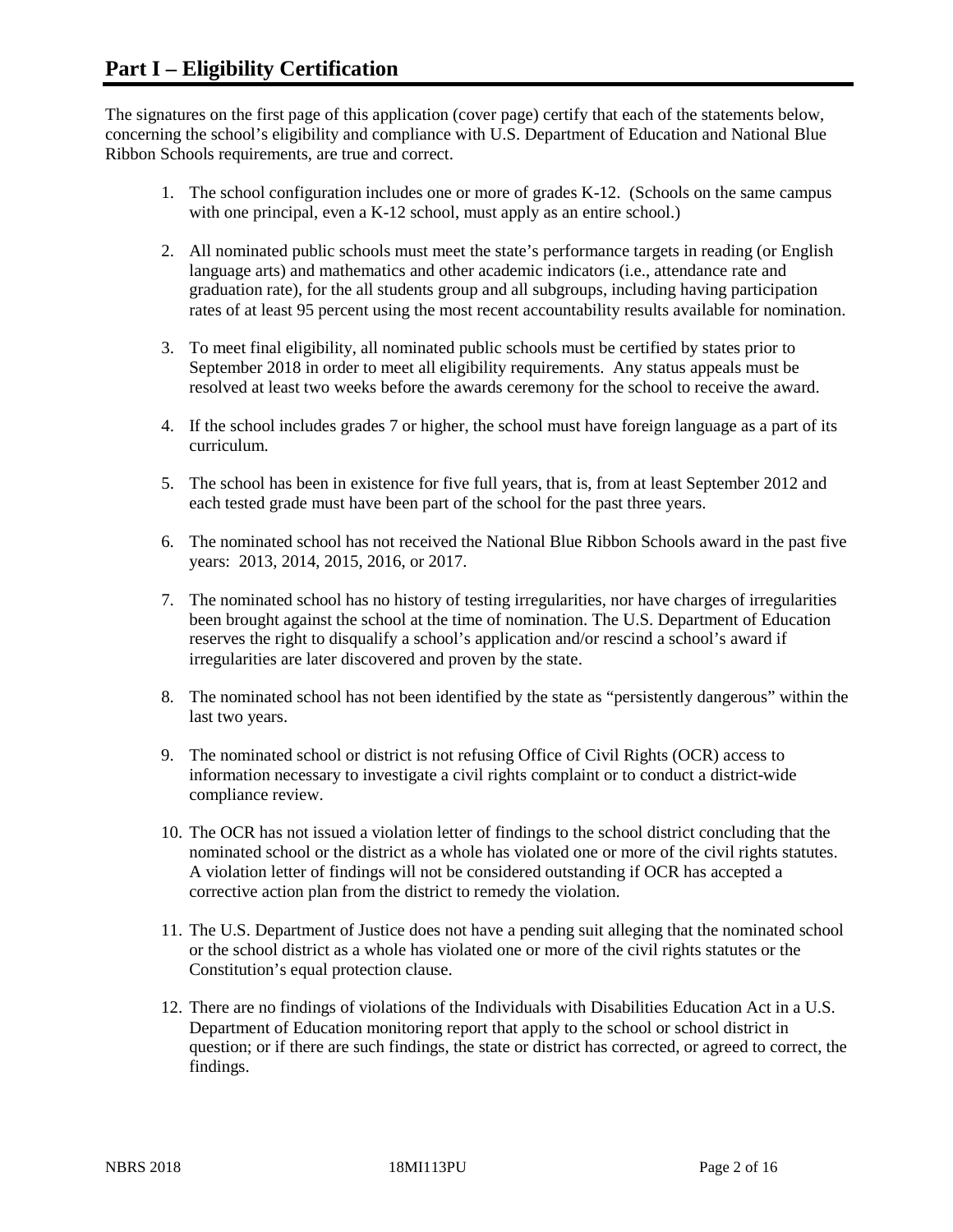# Part I – Eligibility Certification

The signatures on the first page of this application (cover page) certify that each of the statements below, concerning the school's eligibility and compliance with U.S. Department of Education and National Blue Ribbon Schools requirements, are true and correct.

1. The school configuration includes one or more of grades K-12. (Schools on the same campus with one principal, even a K-12 school, must apply as an entire school.)

2. All nominated public schools must meet the state's performance targets in reading (or English language arts) and mathematics and other academic indicators (i.e., attendance rate and graduation rate), for the all students group and all subgroups, including having participation rates of at least 95 percent using the most recent accountability results available for nomination.

3. To meet final eligibility, all nominated public schools must be certified by states prior to September 2018 in order to meet all eligibility requirements. Any status appeals must be resolved at least two weeks before the awards ceremony for the school to receive the award.

4. If the school includes grades 7 or higher, the school must have foreign language as a part of its curriculum.

5. The school has been in existence for five full years, that is, from at least September 2012 and each tested grade must have been part of the school for the past three years.

6. The nominated school has not received the National Blue Ribbon Schools award in the past five years: 2013, 2014, 2015, 2016, or 2017.

7. The nominated school has no history of testing irregularities, nor have charges of irregularities been brought against the school at the time of nomination. The U.S. Department of Education reserves the right to disqualify a school's application and/or rescind a school's award if irregularities are later discovered and proven by the state.

8. The nominated school has not been identified by the state as "persistently dangerous" within the last two years.

9. The nominated school or district is not refusing Office of Civil Rights (OCR) access to information necessary to investigate a civil rights complaint or to conduct a district-wide compliance review.

10. The OCR has not issued a violation letter of findings to the school district concluding that the nominated school or the district as a whole has violated one or more of the civil rights statutes. A violation letter of findings will not be considered outstanding if OCR has accepted a corrective action plan from the district to remedy the violation.

11. The U.S. Department of Justice does not have a pending suit alleging that the nominated school or the school district as a whole has violated one or more of the civil rights statutes or the Constitution's equal protection clause.

12. There are no findings of violations of the Individuals with Disabilities Education Act in a U.S. Department of Education monitoring report that apply to the school or school district in question; or if there are such findings, the state or district has corrected, or agreed to correct, the findings.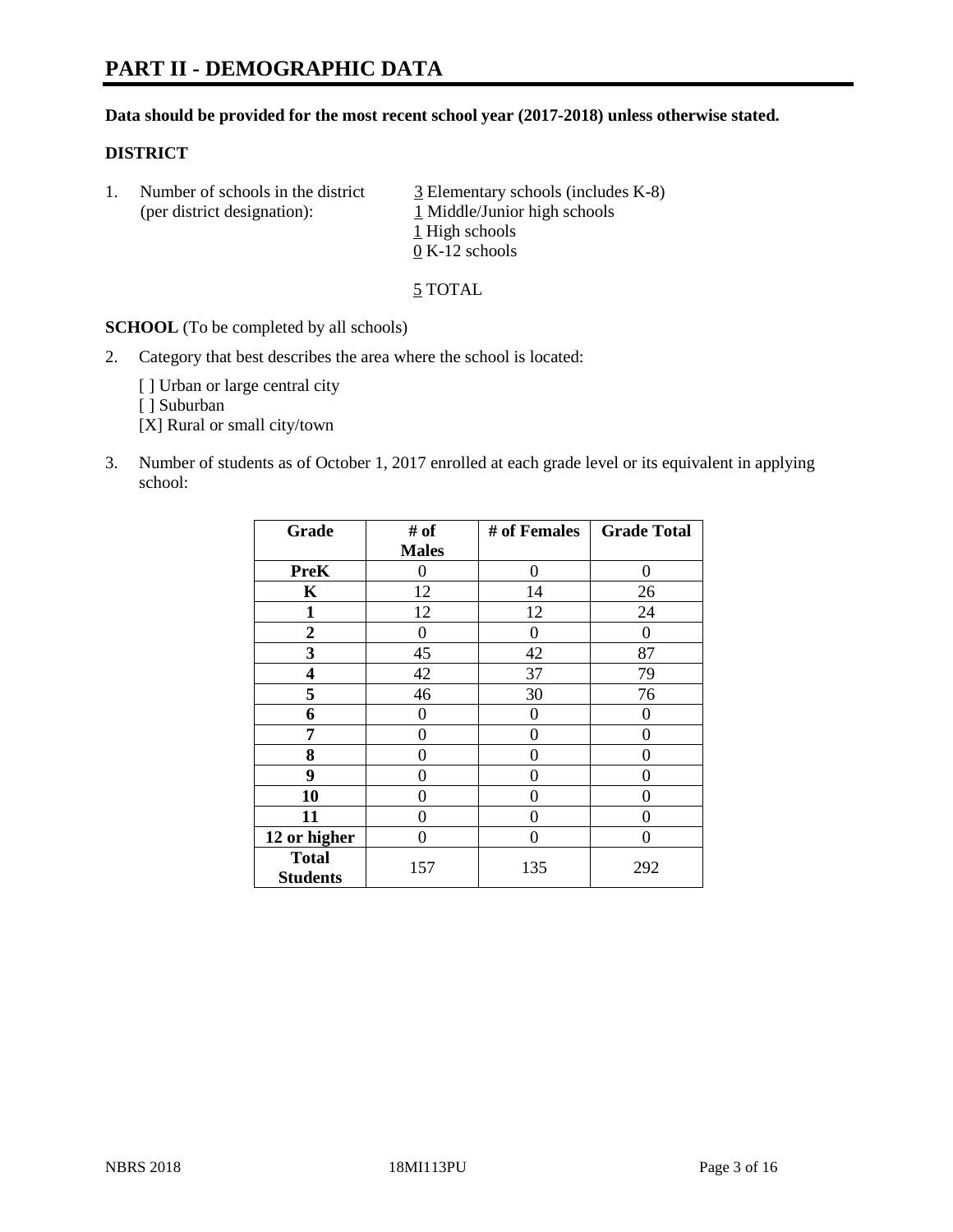# PART II - DEMOGRAPHIC DATA

**Data should be provided for the most recent school year (2017-2018) unless otherwise stated.**

## DISTRICT

1. Number of schools in the district (per district designation):
   - 3 Elementary schools (includes K-8)
   - 1 Middle/Junior high schools
   - 1 High schools
   - 0 K-12 schools

   5 TOTAL

**SCHOOL** (To be completed by all schools)

2. Category that best describes the area where the school is located:

   [ ] Urban or large central city
   [ ] Suburban
   [X] Rural or small city/town

3. Number of students as of October 1, 2017 enrolled at each grade level or its equivalent in applying school:

| Grade | # of Males | # of Females | Grade Total |
|---|---|---|---|
| PreK | 0 | 0 | 0 |
| K | 12 | 14 | 26 |
| 1 | 12 | 12 | 24 |
| 2 | 0 | 0 | 0 |
| 3 | 45 | 42 | 87 |
| 4 | 42 | 37 | 79 |
| 5 | 46 | 30 | 76 |
| 6 | 0 | 0 | 0 |
| 7 | 0 | 0 | 0 |
| 8 | 0 | 0 | 0 |
| 9 | 0 | 0 | 0 |
| 10 | 0 | 0 | 0 |
| 11 | 0 | 0 | 0 |
| 12 or higher | 0 | 0 | 0 |
| Total Students | 157 | 135 | 292 |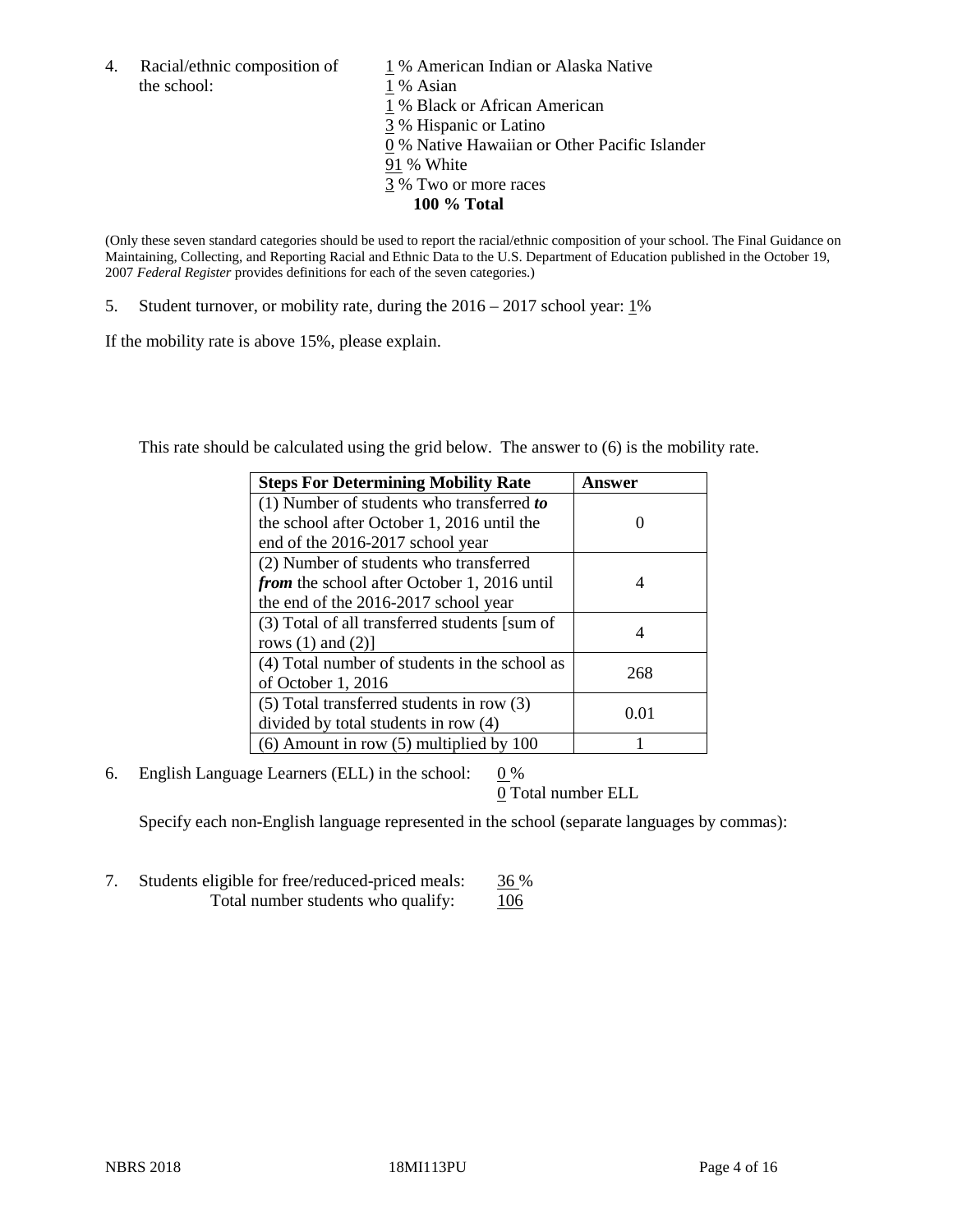4. Racial/ethnic composition of the school:

1 % American Indian or Alaska Native
1 % Asian
1 % Black or African American
3 % Hispanic or Latino
0 % Native Hawaiian or Other Pacific Islander
91 % White
3 % Two or more races
**100 % Total**

(Only these seven standard categories should be used to report the racial/ethnic composition of your school. The Final Guidance on Maintaining, Collecting, and Reporting Racial and Ethnic Data to the U.S. Department of Education published in the October 19, 2007 *Federal Register* provides definitions for each of the seven categories.)

5. Student turnover, or mobility rate, during the 2016 – 2017 school year: 1%

If the mobility rate is above 15%, please explain.

This rate should be calculated using the grid below. The answer to (6) is the mobility rate.

| Steps For Determining Mobility Rate | Answer |
|---|---|
| (1) Number of students who transferred ***to*** the school after October 1, 2016 until the end of the 2016-2017 school year | 0 |
| (2) Number of students who transferred ***from*** the school after October 1, 2016 until the end of the 2016-2017 school year | 4 |
| (3) Total of all transferred students [sum of rows (1) and (2)] | 4 |
| (4) Total number of students in the school as of October 1, 2016 | 268 |
| (5) Total transferred students in row (3) divided by total students in row (4) | 0.01 |
| (6) Amount in row (5) multiplied by 100 | 1 |

6. English Language Learners (ELL) in the school: 0 %
0 Total number ELL

Specify each non-English language represented in the school (separate languages by commas):

7. Students eligible for free/reduced-priced meals: 36 %
Total number students who qualify: 106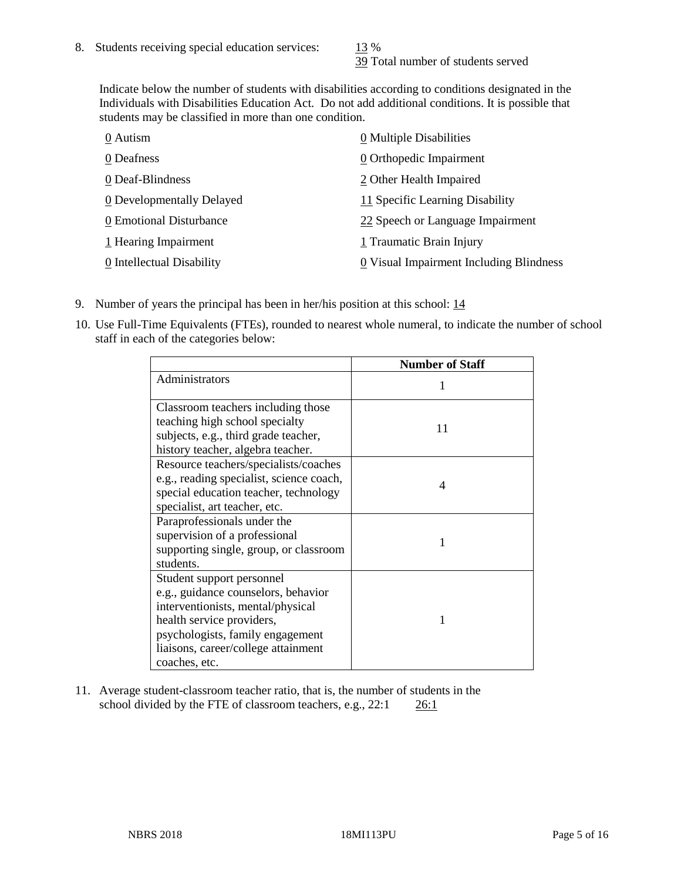8. Students receiving special education services: 13 %
   39 Total number of students served

   Indicate below the number of students with disabilities according to conditions designated in the Individuals with Disabilities Education Act. Do not add additional conditions. It is possible that students may be classified in more than one condition.

| | |
|---|---|
| 0 Autism | 0 Multiple Disabilities |
| 0 Deafness | 0 Orthopedic Impairment |
| 0 Deaf-Blindness | 2 Other Health Impaired |
| 0 Developmentally Delayed | 11 Specific Learning Disability |
| 0 Emotional Disturbance | 22 Speech or Language Impairment |
| 1 Hearing Impairment | 1 Traumatic Brain Injury |
| 0 Intellectual Disability | 0 Visual Impairment Including Blindness |

9. Number of years the principal has been in her/his position at this school: 14

10. Use Full-Time Equivalents (FTEs), rounded to nearest whole numeral, to indicate the number of school staff in each of the categories below:

| | Number of Staff |
|---|---|
| Administrators | 1 |
| Classroom teachers including those teaching high school specialty subjects, e.g., third grade teacher, history teacher, algebra teacher. | 11 |
| Resource teachers/specialists/coaches e.g., reading specialist, science coach, special education teacher, technology specialist, art teacher, etc. | 4 |
| Paraprofessionals under the supervision of a professional supporting single, group, or classroom students. | 1 |
| Student support personnel e.g., guidance counselors, behavior interventionists, mental/physical health service providers, psychologists, family engagement liaisons, career/college attainment coaches, etc. | 1 |

11. Average student-classroom teacher ratio, that is, the number of students in the school divided by the FTE of classroom teachers, e.g., 22:1 26:1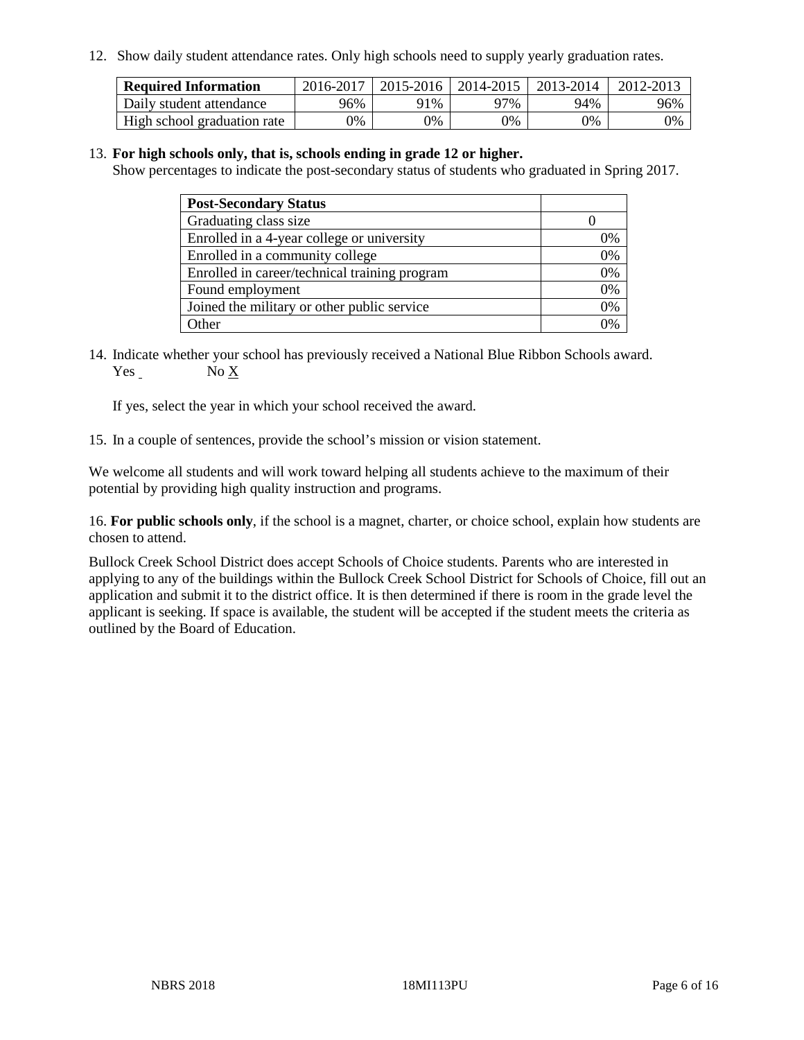12. Show daily student attendance rates. Only high schools need to supply yearly graduation rates.

| Required Information | 2016-2017 | 2015-2016 | 2014-2015 | 2013-2014 | 2012-2013 |
|---|---|---|---|---|---|
| Daily student attendance | 96% | 91% | 97% | 94% | 96% |
| High school graduation rate | 0% | 0% | 0% | 0% | 0% |

13. **For high schools only, that is, schools ending in grade 12 or higher.**
Show percentages to indicate the post-secondary status of students who graduated in Spring 2017.

| Post-Secondary Status | |
|---|---|
| Graduating class size | 0 |
| Enrolled in a 4-year college or university | 0% |
| Enrolled in a community college | 0% |
| Enrolled in career/technical training program | 0% |
| Found employment | 0% |
| Joined the military or other public service | 0% |
| Other | 0% |

14. Indicate whether your school has previously received a National Blue Ribbon Schools award.
Yes _ No X

If yes, select the year in which your school received the award.

15. In a couple of sentences, provide the school's mission or vision statement.

We welcome all students and will work toward helping all students achieve to the maximum of their potential by providing high quality instruction and programs.

16. **For public schools only**, if the school is a magnet, charter, or choice school, explain how students are chosen to attend.

Bullock Creek School District does accept Schools of Choice students. Parents who are interested in applying to any of the buildings within the Bullock Creek School District for Schools of Choice, fill out an application and submit it to the district office. It is then determined if there is room in the grade level the applicant is seeking. If space is available, the student will be accepted if the student meets the criteria as outlined by the Board of Education.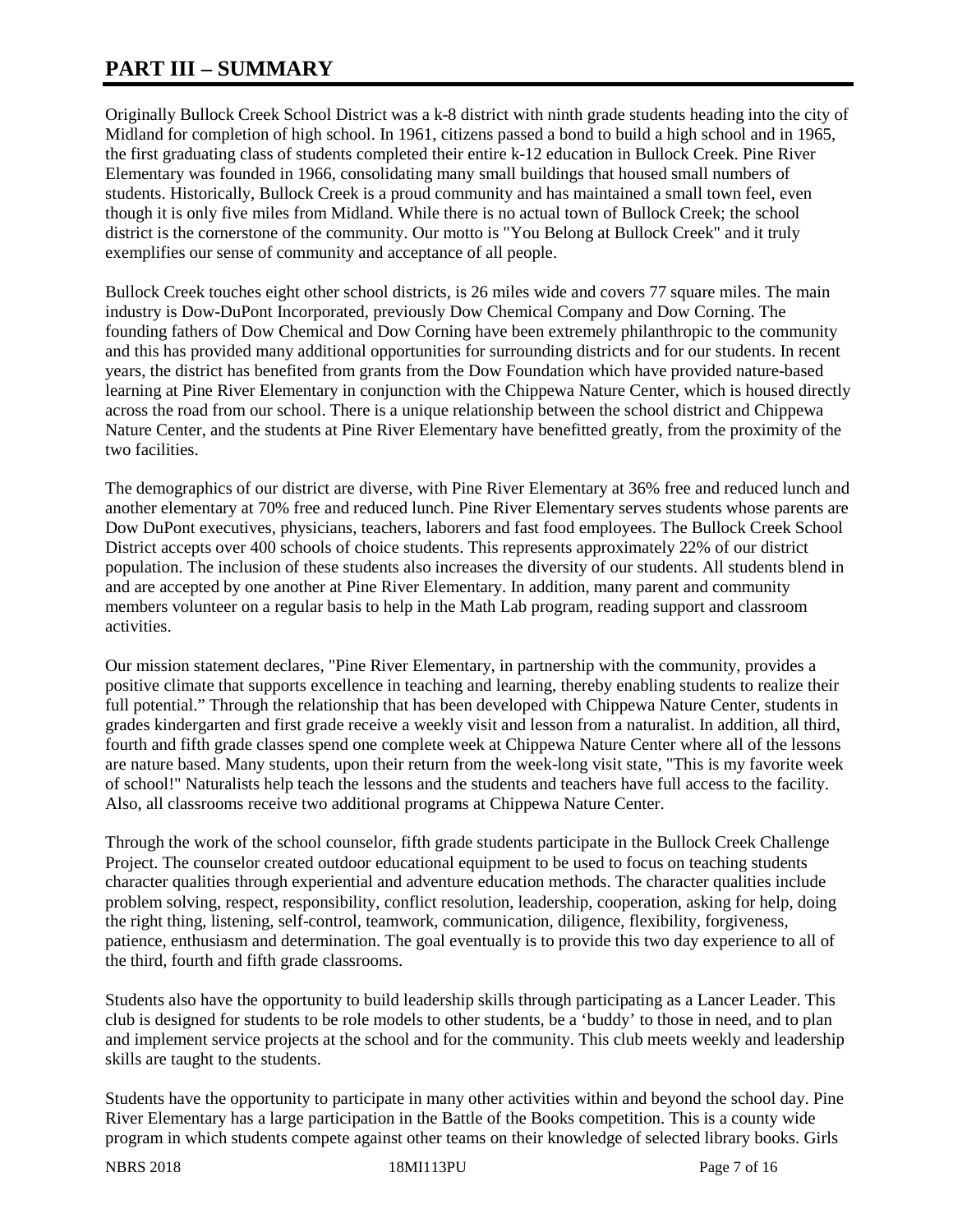# PART III – SUMMARY

Originally Bullock Creek School District was a k-8 district with ninth grade students heading into the city of Midland for completion of high school. In 1961, citizens passed a bond to build a high school and in 1965, the first graduating class of students completed their entire k-12 education in Bullock Creek. Pine River Elementary was founded in 1966, consolidating many small buildings that housed small numbers of students. Historically, Bullock Creek is a proud community and has maintained a small town feel, even though it is only five miles from Midland. While there is no actual town of Bullock Creek; the school district is the cornerstone of the community. Our motto is "You Belong at Bullock Creek" and it truly exemplifies our sense of community and acceptance of all people.

Bullock Creek touches eight other school districts, is 26 miles wide and covers 77 square miles. The main industry is Dow-DuPont Incorporated, previously Dow Chemical Company and Dow Corning. The founding fathers of Dow Chemical and Dow Corning have been extremely philanthropic to the community and this has provided many additional opportunities for surrounding districts and for our students. In recent years, the district has benefited from grants from the Dow Foundation which have provided nature-based learning at Pine River Elementary in conjunction with the Chippewa Nature Center, which is housed directly across the road from our school. There is a unique relationship between the school district and Chippewa Nature Center, and the students at Pine River Elementary have benefitted greatly, from the proximity of the two facilities.

The demographics of our district are diverse, with Pine River Elementary at 36% free and reduced lunch and another elementary at 70% free and reduced lunch. Pine River Elementary serves students whose parents are Dow DuPont executives, physicians, teachers, laborers and fast food employees. The Bullock Creek School District accepts over 400 schools of choice students. This represents approximately 22% of our district population. The inclusion of these students also increases the diversity of our students. All students blend in and are accepted by one another at Pine River Elementary. In addition, many parent and community members volunteer on a regular basis to help in the Math Lab program, reading support and classroom activities.

Our mission statement declares, "Pine River Elementary, in partnership with the community, provides a positive climate that supports excellence in teaching and learning, thereby enabling students to realize their full potential." Through the relationship that has been developed with Chippewa Nature Center, students in grades kindergarten and first grade receive a weekly visit and lesson from a naturalist. In addition, all third, fourth and fifth grade classes spend one complete week at Chippewa Nature Center where all of the lessons are nature based. Many students, upon their return from the week-long visit state, "This is my favorite week of school!" Naturalists help teach the lessons and the students and teachers have full access to the facility. Also, all classrooms receive two additional programs at Chippewa Nature Center.

Through the work of the school counselor, fifth grade students participate in the Bullock Creek Challenge Project. The counselor created outdoor educational equipment to be used to focus on teaching students character qualities through experiential and adventure education methods. The character qualities include problem solving, respect, responsibility, conflict resolution, leadership, cooperation, asking for help, doing the right thing, listening, self-control, teamwork, communication, diligence, flexibility, forgiveness, patience, enthusiasm and determination. The goal eventually is to provide this two day experience to all of the third, fourth and fifth grade classrooms.

Students also have the opportunity to build leadership skills through participating as a Lancer Leader. This club is designed for students to be role models to other students, be a 'buddy' to those in need, and to plan and implement service projects at the school and for the community. This club meets weekly and leadership skills are taught to the students.

Students have the opportunity to participate in many other activities within and beyond the school day. Pine River Elementary has a large participation in the Battle of the Books competition. This is a county wide program in which students compete against other teams on their knowledge of selected library books. Girls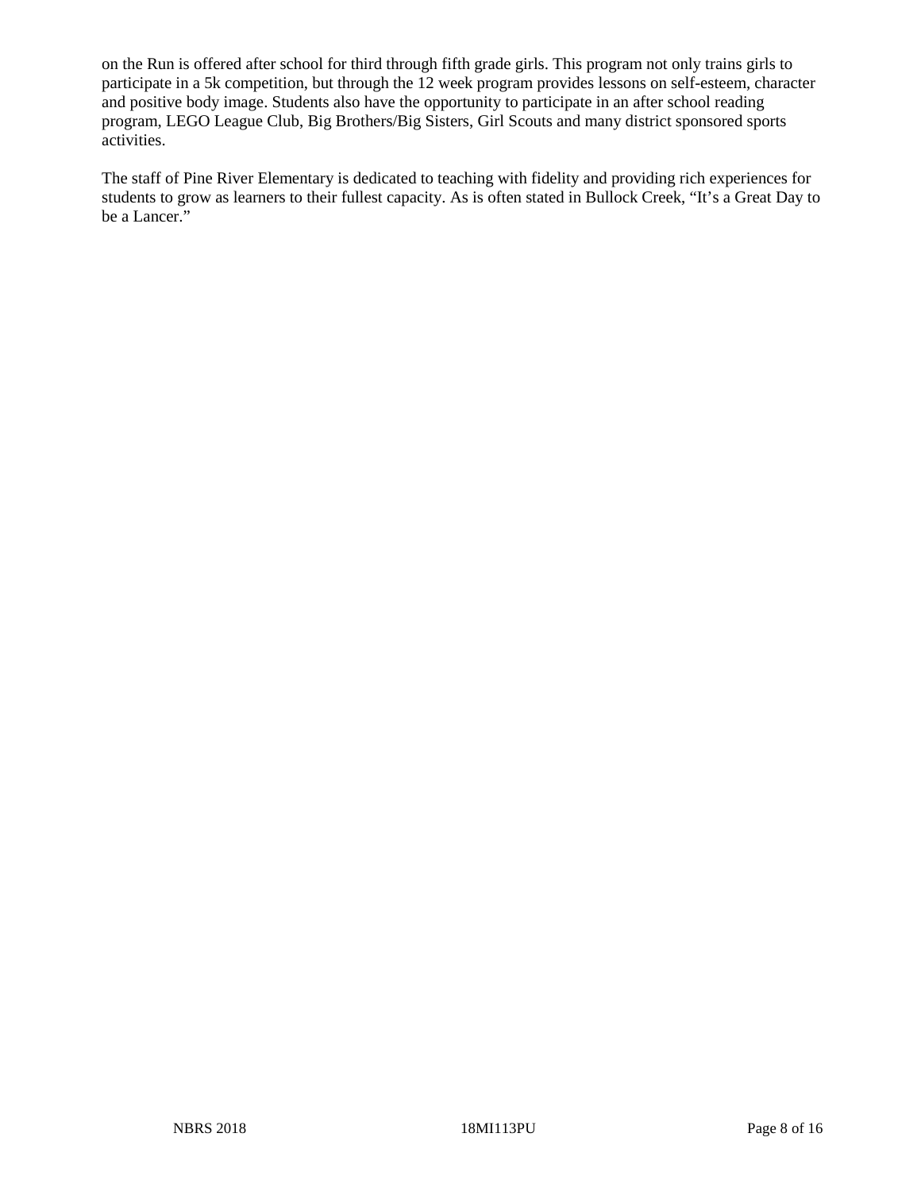on the Run is offered after school for third through fifth grade girls. This program not only trains girls to participate in a 5k competition, but through the 12 week program provides lessons on self-esteem, character and positive body image. Students also have the opportunity to participate in an after school reading program, LEGO League Club, Big Brothers/Big Sisters, Girl Scouts and many district sponsored sports activities.

The staff of Pine River Elementary is dedicated to teaching with fidelity and providing rich experiences for students to grow as learners to their fullest capacity. As is often stated in Bullock Creek, "It's a Great Day to be a Lancer."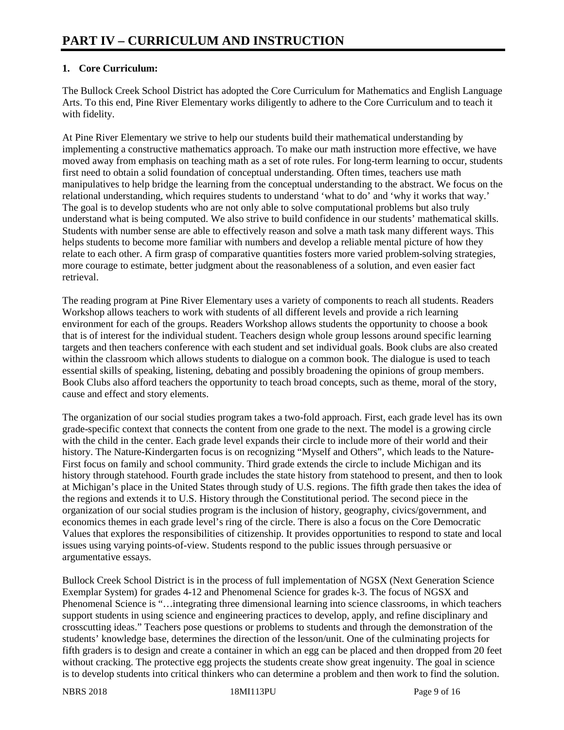# PART IV – CURRICULUM AND INSTRUCTION

**1. Core Curriculum:**

The Bullock Creek School District has adopted the Core Curriculum for Mathematics and English Language Arts. To this end, Pine River Elementary works diligently to adhere to the Core Curriculum and to teach it with fidelity.

At Pine River Elementary we strive to help our students build their mathematical understanding by implementing a constructive mathematics approach. To make our math instruction more effective, we have moved away from emphasis on teaching math as a set of rote rules. For long-term learning to occur, students first need to obtain a solid foundation of conceptual understanding. Often times, teachers use math manipulatives to help bridge the learning from the conceptual understanding to the abstract. We focus on the relational understanding, which requires students to understand 'what to do' and 'why it works that way.' The goal is to develop students who are not only able to solve computational problems but also truly understand what is being computed. We also strive to build confidence in our students' mathematical skills. Students with number sense are able to effectively reason and solve a math task many different ways. This helps students to become more familiar with numbers and develop a reliable mental picture of how they relate to each other. A firm grasp of comparative quantities fosters more varied problem-solving strategies, more courage to estimate, better judgment about the reasonableness of a solution, and even easier fact retrieval.

The reading program at Pine River Elementary uses a variety of components to reach all students. Readers Workshop allows teachers to work with students of all different levels and provide a rich learning environment for each of the groups. Readers Workshop allows students the opportunity to choose a book that is of interest for the individual student. Teachers design whole group lessons around specific learning targets and then teachers conference with each student and set individual goals. Book clubs are also created within the classroom which allows students to dialogue on a common book. The dialogue is used to teach essential skills of speaking, listening, debating and possibly broadening the opinions of group members. Book Clubs also afford teachers the opportunity to teach broad concepts, such as theme, moral of the story, cause and effect and story elements.

The organization of our social studies program takes a two-fold approach. First, each grade level has its own grade-specific context that connects the content from one grade to the next. The model is a growing circle with the child in the center. Each grade level expands their circle to include more of their world and their history. The Nature-Kindergarten focus is on recognizing "Myself and Others", which leads to the Nature-First focus on family and school community. Third grade extends the circle to include Michigan and its history through statehood. Fourth grade includes the state history from statehood to present, and then to look at Michigan's place in the United States through study of U.S. regions. The fifth grade then takes the idea of the regions and extends it to U.S. History through the Constitutional period. The second piece in the organization of our social studies program is the inclusion of history, geography, civics/government, and economics themes in each grade level's ring of the circle. There is also a focus on the Core Democratic Values that explores the responsibilities of citizenship. It provides opportunities to respond to state and local issues using varying points-of-view. Students respond to the public issues through persuasive or argumentative essays.

Bullock Creek School District is in the process of full implementation of NGSX (Next Generation Science Exemplar System) for grades 4-12 and Phenomenal Science for grades k-3. The focus of NGSX and Phenomenal Science is "…integrating three dimensional learning into science classrooms, in which teachers support students in using science and engineering practices to develop, apply, and refine disciplinary and crosscutting ideas." Teachers pose questions or problems to students and through the demonstration of the students' knowledge base, determines the direction of the lesson/unit. One of the culminating projects for fifth graders is to design and create a container in which an egg can be placed and then dropped from 20 feet without cracking. The protective egg projects the students create show great ingenuity. The goal in science is to develop students into critical thinkers who can determine a problem and then work to find the solution.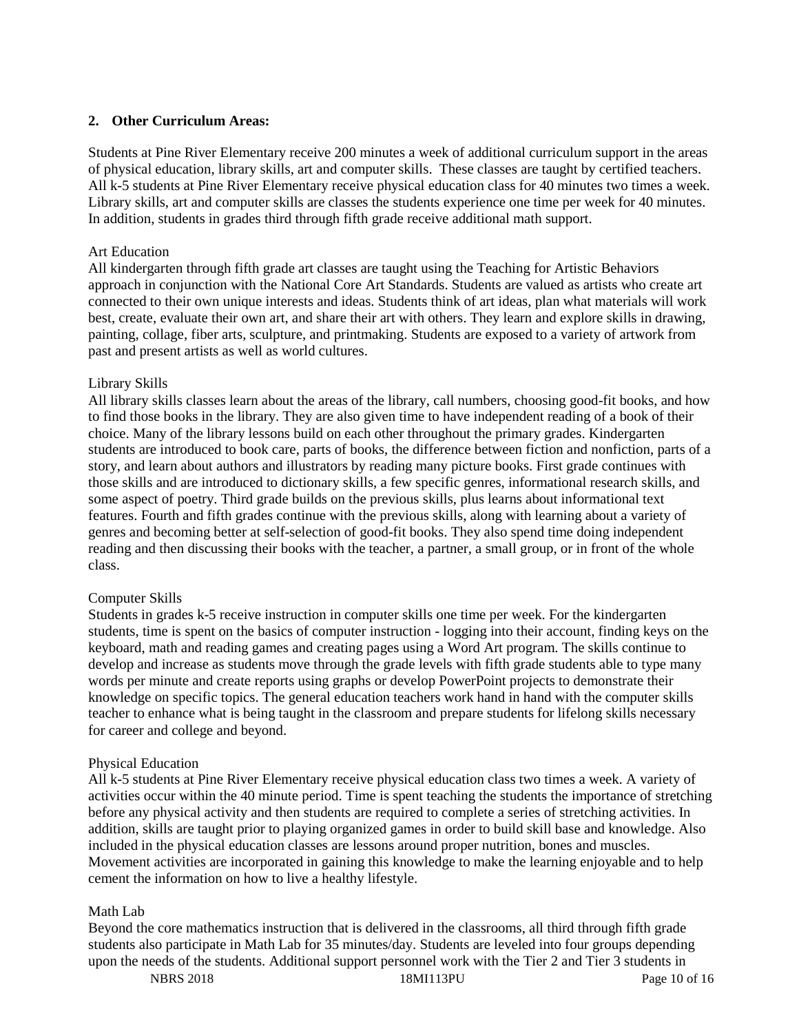## 2. Other Curriculum Areas:

Students at Pine River Elementary receive 200 minutes a week of additional curriculum support in the areas of physical education, library skills, art and computer skills. These classes are taught by certified teachers. All k-5 students at Pine River Elementary receive physical education class for 40 minutes two times a week. Library skills, art and computer skills are classes the students experience one time per week for 40 minutes. In addition, students in grades third through fifth grade receive additional math support.

### Art Education

All kindergarten through fifth grade art classes are taught using the Teaching for Artistic Behaviors approach in conjunction with the National Core Art Standards. Students are valued as artists who create art connected to their own unique interests and ideas. Students think of art ideas, plan what materials will work best, create, evaluate their own art, and share their art with others. They learn and explore skills in drawing, painting, collage, fiber arts, sculpture, and printmaking. Students are exposed to a variety of artwork from past and present artists as well as world cultures.

### Library Skills

All library skills classes learn about the areas of the library, call numbers, choosing good-fit books, and how to find those books in the library. They are also given time to have independent reading of a book of their choice. Many of the library lessons build on each other throughout the primary grades. Kindergarten students are introduced to book care, parts of books, the difference between fiction and nonfiction, parts of a story, and learn about authors and illustrators by reading many picture books. First grade continues with those skills and are introduced to dictionary skills, a few specific genres, informational research skills, and some aspect of poetry. Third grade builds on the previous skills, plus learns about informational text features. Fourth and fifth grades continue with the previous skills, along with learning about a variety of genres and becoming better at self-selection of good-fit books. They also spend time doing independent reading and then discussing their books with the teacher, a partner, a small group, or in front of the whole class.

### Computer Skills

Students in grades k-5 receive instruction in computer skills one time per week. For the kindergarten students, time is spent on the basics of computer instruction - logging into their account, finding keys on the keyboard, math and reading games and creating pages using a Word Art program. The skills continue to develop and increase as students move through the grade levels with fifth grade students able to type many words per minute and create reports using graphs or develop PowerPoint projects to demonstrate their knowledge on specific topics. The general education teachers work hand in hand with the computer skills teacher to enhance what is being taught in the classroom and prepare students for lifelong skills necessary for career and college and beyond.

### Physical Education

All k-5 students at Pine River Elementary receive physical education class two times a week. A variety of activities occur within the 40 minute period. Time is spent teaching the students the importance of stretching before any physical activity and then students are required to complete a series of stretching activities. In addition, skills are taught prior to playing organized games in order to build skill base and knowledge. Also included in the physical education classes are lessons around proper nutrition, bones and muscles. Movement activities are incorporated in gaining this knowledge to make the learning enjoyable and to help cement the information on how to live a healthy lifestyle.

### Math Lab

Beyond the core mathematics instruction that is delivered in the classrooms, all third through fifth grade students also participate in Math Lab for 35 minutes/day. Students are leveled into four groups depending upon the needs of the students. Additional support personnel work with the Tier 2 and Tier 3 students in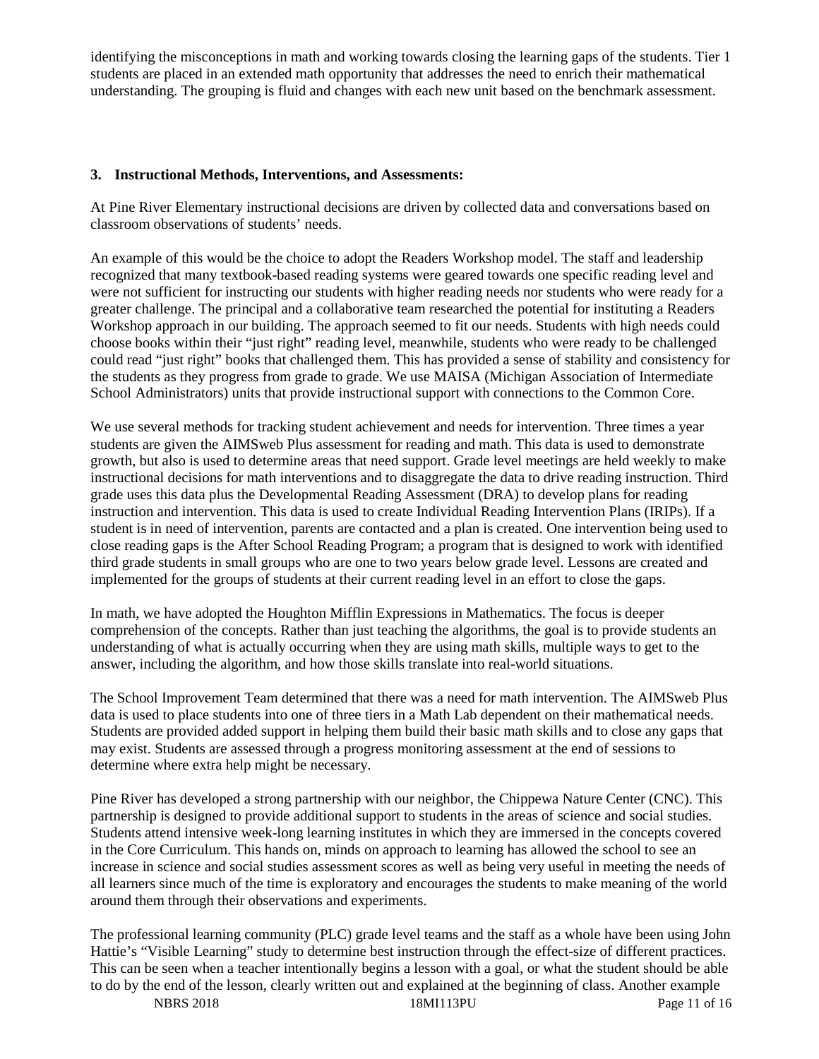identifying the misconceptions in math and working towards closing the learning gaps of the students. Tier 1 students are placed in an extended math opportunity that addresses the need to enrich their mathematical understanding. The grouping is fluid and changes with each new unit based on the benchmark assessment.

### 3. Instructional Methods, Interventions, and Assessments:

At Pine River Elementary instructional decisions are driven by collected data and conversations based on classroom observations of students' needs.

An example of this would be the choice to adopt the Readers Workshop model. The staff and leadership recognized that many textbook-based reading systems were geared towards one specific reading level and were not sufficient for instructing our students with higher reading needs nor students who were ready for a greater challenge. The principal and a collaborative team researched the potential for instituting a Readers Workshop approach in our building. The approach seemed to fit our needs. Students with high needs could choose books within their "just right" reading level, meanwhile, students who were ready to be challenged could read "just right" books that challenged them. This has provided a sense of stability and consistency for the students as they progress from grade to grade. We use MAISA (Michigan Association of Intermediate School Administrators) units that provide instructional support with connections to the Common Core.

We use several methods for tracking student achievement and needs for intervention. Three times a year students are given the AIMSweb Plus assessment for reading and math. This data is used to demonstrate growth, but also is used to determine areas that need support. Grade level meetings are held weekly to make instructional decisions for math interventions and to disaggregate the data to drive reading instruction. Third grade uses this data plus the Developmental Reading Assessment (DRA) to develop plans for reading instruction and intervention. This data is used to create Individual Reading Intervention Plans (IRIPs). If a student is in need of intervention, parents are contacted and a plan is created. One intervention being used to close reading gaps is the After School Reading Program; a program that is designed to work with identified third grade students in small groups who are one to two years below grade level. Lessons are created and implemented for the groups of students at their current reading level in an effort to close the gaps.

In math, we have adopted the Houghton Mifflin Expressions in Mathematics. The focus is deeper comprehension of the concepts. Rather than just teaching the algorithms, the goal is to provide students an understanding of what is actually occurring when they are using math skills, multiple ways to get to the answer, including the algorithm, and how those skills translate into real-world situations.

The School Improvement Team determined that there was a need for math intervention. The AIMSweb Plus data is used to place students into one of three tiers in a Math Lab dependent on their mathematical needs. Students are provided added support in helping them build their basic math skills and to close any gaps that may exist. Students are assessed through a progress monitoring assessment at the end of sessions to determine where extra help might be necessary.

Pine River has developed a strong partnership with our neighbor, the Chippewa Nature Center (CNC). This partnership is designed to provide additional support to students in the areas of science and social studies. Students attend intensive week-long learning institutes in which they are immersed in the concepts covered in the Core Curriculum. This hands on, minds on approach to learning has allowed the school to see an increase in science and social studies assessment scores as well as being very useful in meeting the needs of all learners since much of the time is exploratory and encourages the students to make meaning of the world around them through their observations and experiments.

The professional learning community (PLC) grade level teams and the staff as a whole have been using John Hattie's "Visible Learning" study to determine best instruction through the effect-size of different practices. This can be seen when a teacher intentionally begins a lesson with a goal, or what the student should be able to do by the end of the lesson, clearly written out and explained at the beginning of class. Another example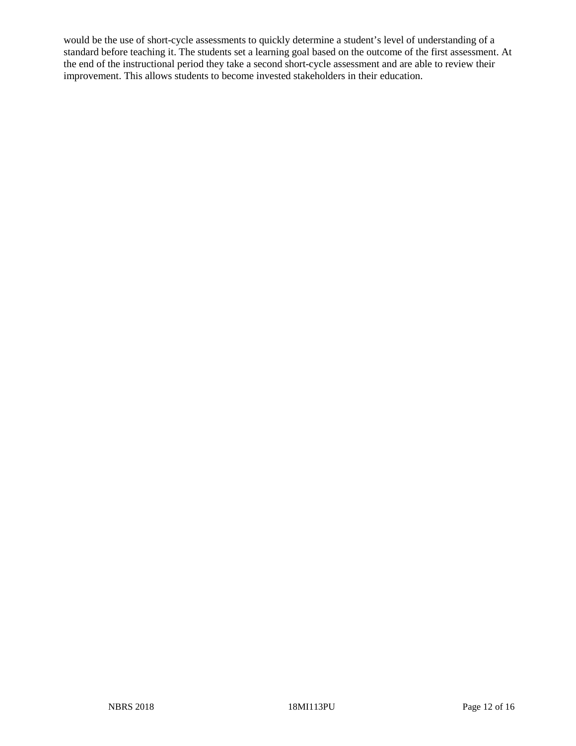would be the use of short-cycle assessments to quickly determine a student's level of understanding of a standard before teaching it. The students set a learning goal based on the outcome of the first assessment. At the end of the instructional period they take a second short-cycle assessment and are able to review their improvement. This allows students to become invested stakeholders in their education.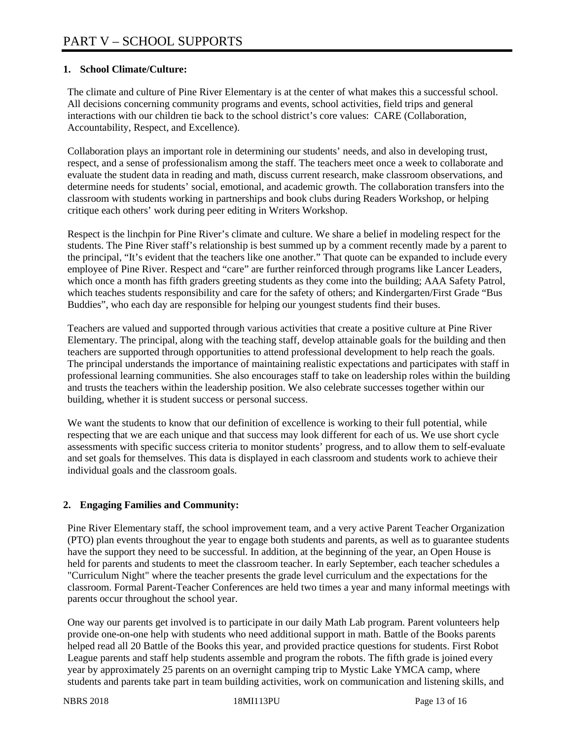# PART V – SCHOOL SUPPORTS

**1. School Climate/Culture:**

The climate and culture of Pine River Elementary is at the center of what makes this a successful school. All decisions concerning community programs and events, school activities, field trips and general interactions with our children tie back to the school district's core values: CARE (Collaboration, Accountability, Respect, and Excellence).

Collaboration plays an important role in determining our students' needs, and also in developing trust, respect, and a sense of professionalism among the staff. The teachers meet once a week to collaborate and evaluate the student data in reading and math, discuss current research, make classroom observations, and determine needs for students' social, emotional, and academic growth. The collaboration transfers into the classroom with students working in partnerships and book clubs during Readers Workshop, or helping critique each others' work during peer editing in Writers Workshop.

Respect is the linchpin for Pine River's climate and culture. We share a belief in modeling respect for the students. The Pine River staff's relationship is best summed up by a comment recently made by a parent to the principal, "It's evident that the teachers like one another." That quote can be expanded to include every employee of Pine River. Respect and "care" are further reinforced through programs like Lancer Leaders, which once a month has fifth graders greeting students as they come into the building; AAA Safety Patrol, which teaches students responsibility and care for the safety of others; and Kindergarten/First Grade "Bus Buddies", who each day are responsible for helping our youngest students find their buses.

Teachers are valued and supported through various activities that create a positive culture at Pine River Elementary. The principal, along with the teaching staff, develop attainable goals for the building and then teachers are supported through opportunities to attend professional development to help reach the goals. The principal understands the importance of maintaining realistic expectations and participates with staff in professional learning communities. She also encourages staff to take on leadership roles within the building and trusts the teachers within the leadership position. We also celebrate successes together within our building, whether it is student success or personal success.

We want the students to know that our definition of excellence is working to their full potential, while respecting that we are each unique and that success may look different for each of us. We use short cycle assessments with specific success criteria to monitor students' progress, and to allow them to self-evaluate and set goals for themselves. This data is displayed in each classroom and students work to achieve their individual goals and the classroom goals.

**2. Engaging Families and Community:**

Pine River Elementary staff, the school improvement team, and a very active Parent Teacher Organization (PTO) plan events throughout the year to engage both students and parents, as well as to guarantee students have the support they need to be successful. In addition, at the beginning of the year, an Open House is held for parents and students to meet the classroom teacher. In early September, each teacher schedules a "Curriculum Night" where the teacher presents the grade level curriculum and the expectations for the classroom. Formal Parent-Teacher Conferences are held two times a year and many informal meetings with parents occur throughout the school year.

One way our parents get involved is to participate in our daily Math Lab program. Parent volunteers help provide one-on-one help with students who need additional support in math. Battle of the Books parents helped read all 20 Battle of the Books this year, and provided practice questions for students. First Robot League parents and staff help students assemble and program the robots. The fifth grade is joined every year by approximately 25 parents on an overnight camping trip to Mystic Lake YMCA camp, where students and parents take part in team building activities, work on communication and listening skills, and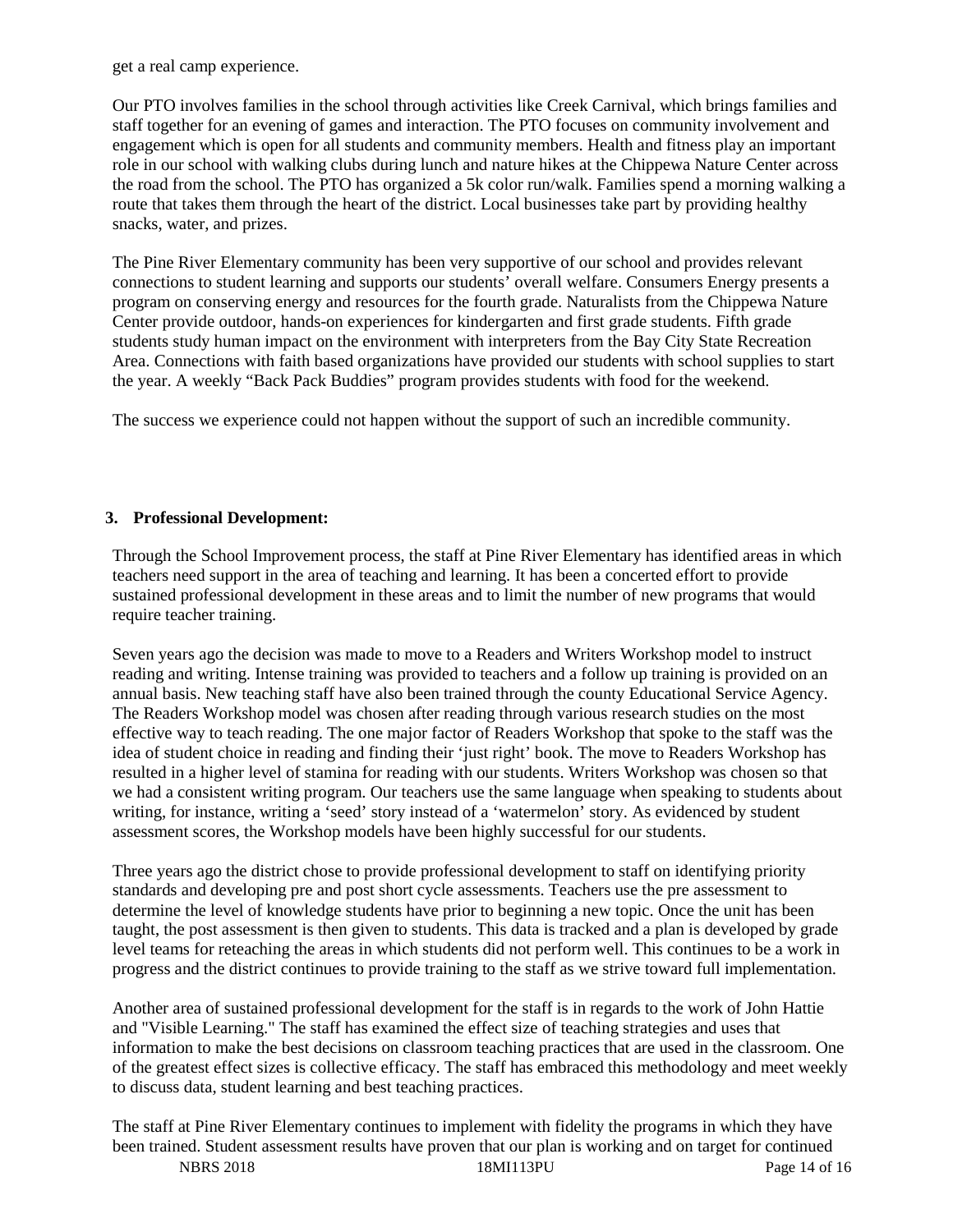get a real camp experience.

Our PTO involves families in the school through activities like Creek Carnival, which brings families and staff together for an evening of games and interaction. The PTO focuses on community involvement and engagement which is open for all students and community members. Health and fitness play an important role in our school with walking clubs during lunch and nature hikes at the Chippewa Nature Center across the road from the school. The PTO has organized a 5k color run/walk. Families spend a morning walking a route that takes them through the heart of the district. Local businesses take part by providing healthy snacks, water, and prizes.

The Pine River Elementary community has been very supportive of our school and provides relevant connections to student learning and supports our students' overall welfare. Consumers Energy presents a program on conserving energy and resources for the fourth grade. Naturalists from the Chippewa Nature Center provide outdoor, hands-on experiences for kindergarten and first grade students. Fifth grade students study human impact on the environment with interpreters from the Bay City State Recreation Area. Connections with faith based organizations have provided our students with school supplies to start the year. A weekly "Back Pack Buddies" program provides students with food for the weekend.

The success we experience could not happen without the support of such an incredible community.

## 3. Professional Development:

Through the School Improvement process, the staff at Pine River Elementary has identified areas in which teachers need support in the area of teaching and learning. It has been a concerted effort to provide sustained professional development in these areas and to limit the number of new programs that would require teacher training.

Seven years ago the decision was made to move to a Readers and Writers Workshop model to instruct reading and writing. Intense training was provided to teachers and a follow up training is provided on an annual basis. New teaching staff have also been trained through the county Educational Service Agency. The Readers Workshop model was chosen after reading through various research studies on the most effective way to teach reading. The one major factor of Readers Workshop that spoke to the staff was the idea of student choice in reading and finding their 'just right' book. The move to Readers Workshop has resulted in a higher level of stamina for reading with our students. Writers Workshop was chosen so that we had a consistent writing program. Our teachers use the same language when speaking to students about writing, for instance, writing a 'seed' story instead of a 'watermelon' story. As evidenced by student assessment scores, the Workshop models have been highly successful for our students.

Three years ago the district chose to provide professional development to staff on identifying priority standards and developing pre and post short cycle assessments. Teachers use the pre assessment to determine the level of knowledge students have prior to beginning a new topic. Once the unit has been taught, the post assessment is then given to students. This data is tracked and a plan is developed by grade level teams for reteaching the areas in which students did not perform well. This continues to be a work in progress and the district continues to provide training to the staff as we strive toward full implementation.

Another area of sustained professional development for the staff is in regards to the work of John Hattie and "Visible Learning." The staff has examined the effect size of teaching strategies and uses that information to make the best decisions on classroom teaching practices that are used in the classroom. One of the greatest effect sizes is collective efficacy. The staff has embraced this methodology and meet weekly to discuss data, student learning and best teaching practices.

The staff at Pine River Elementary continues to implement with fidelity the programs in which they have been trained. Student assessment results have proven that our plan is working and on target for continued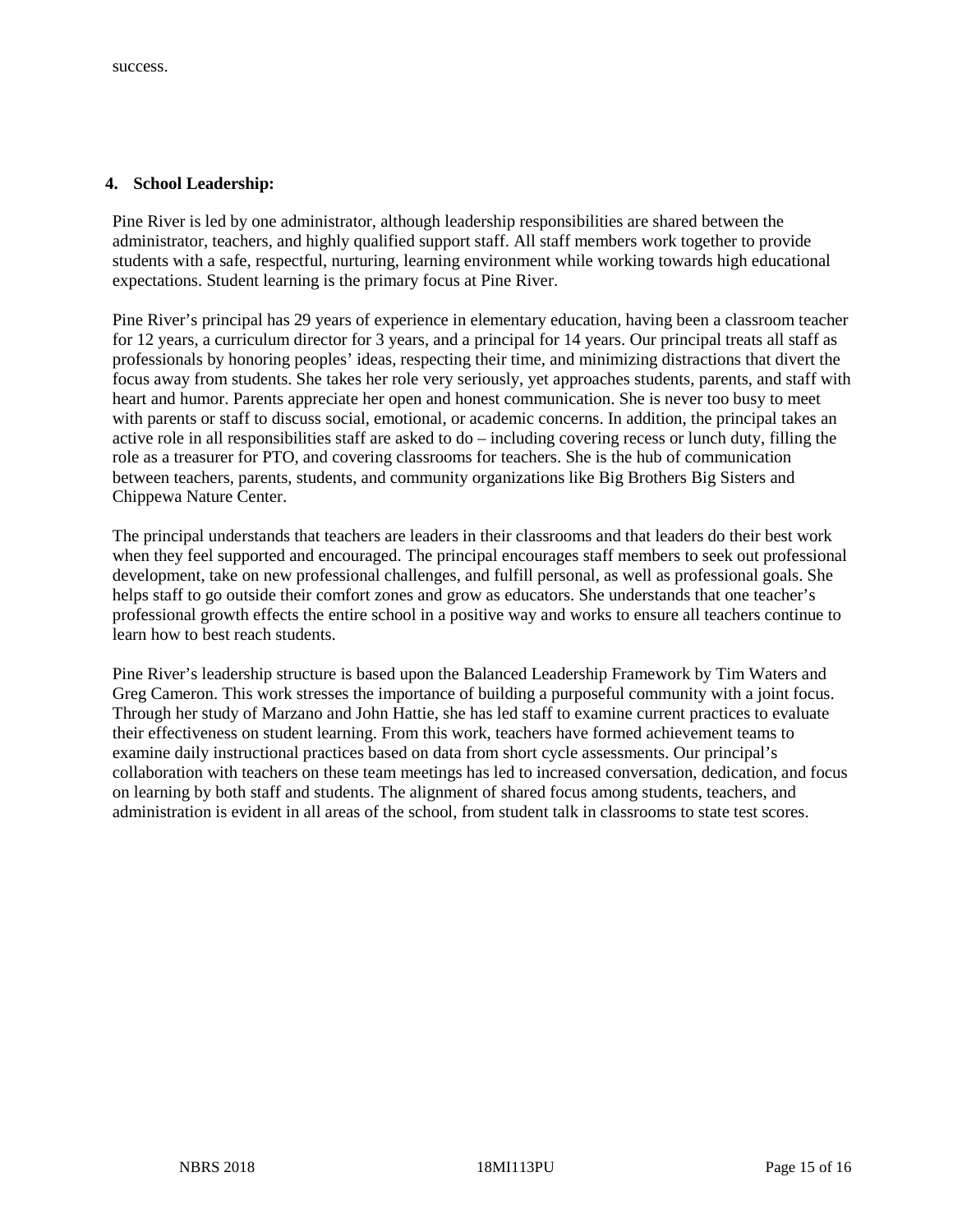success.

## 4. School Leadership:

Pine River is led by one administrator, although leadership responsibilities are shared between the administrator, teachers, and highly qualified support staff. All staff members work together to provide students with a safe, respectful, nurturing, learning environment while working towards high educational expectations. Student learning is the primary focus at Pine River.

Pine River's principal has 29 years of experience in elementary education, having been a classroom teacher for 12 years, a curriculum director for 3 years, and a principal for 14 years. Our principal treats all staff as professionals by honoring peoples' ideas, respecting their time, and minimizing distractions that divert the focus away from students. She takes her role very seriously, yet approaches students, parents, and staff with heart and humor. Parents appreciate her open and honest communication. She is never too busy to meet with parents or staff to discuss social, emotional, or academic concerns. In addition, the principal takes an active role in all responsibilities staff are asked to do – including covering recess or lunch duty, filling the role as a treasurer for PTO, and covering classrooms for teachers. She is the hub of communication between teachers, parents, students, and community organizations like Big Brothers Big Sisters and Chippewa Nature Center.

The principal understands that teachers are leaders in their classrooms and that leaders do their best work when they feel supported and encouraged. The principal encourages staff members to seek out professional development, take on new professional challenges, and fulfill personal, as well as professional goals. She helps staff to go outside their comfort zones and grow as educators. She understands that one teacher's professional growth effects the entire school in a positive way and works to ensure all teachers continue to learn how to best reach students.

Pine River's leadership structure is based upon the Balanced Leadership Framework by Tim Waters and Greg Cameron. This work stresses the importance of building a purposeful community with a joint focus. Through her study of Marzano and John Hattie, she has led staff to examine current practices to evaluate their effectiveness on student learning. From this work, teachers have formed achievement teams to examine daily instructional practices based on data from short cycle assessments. Our principal's collaboration with teachers on these team meetings has led to increased conversation, dedication, and focus on learning by both staff and students. The alignment of shared focus among students, teachers, and administration is evident in all areas of the school, from student talk in classrooms to state test scores.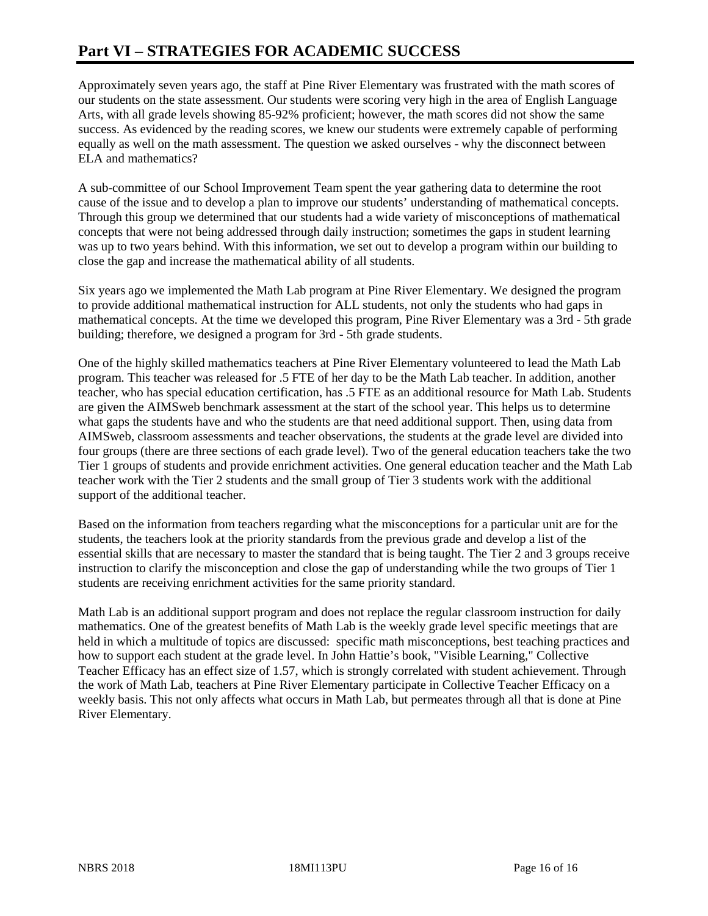# Part VI – STRATEGIES FOR ACADEMIC SUCCESS

Approximately seven years ago, the staff at Pine River Elementary was frustrated with the math scores of our students on the state assessment. Our students were scoring very high in the area of English Language Arts, with all grade levels showing 85-92% proficient; however, the math scores did not show the same success. As evidenced by the reading scores, we knew our students were extremely capable of performing equally as well on the math assessment. The question we asked ourselves - why the disconnect between ELA and mathematics?

A sub-committee of our School Improvement Team spent the year gathering data to determine the root cause of the issue and to develop a plan to improve our students' understanding of mathematical concepts. Through this group we determined that our students had a wide variety of misconceptions of mathematical concepts that were not being addressed through daily instruction; sometimes the gaps in student learning was up to two years behind. With this information, we set out to develop a program within our building to close the gap and increase the mathematical ability of all students.

Six years ago we implemented the Math Lab program at Pine River Elementary. We designed the program to provide additional mathematical instruction for ALL students, not only the students who had gaps in mathematical concepts. At the time we developed this program, Pine River Elementary was a 3rd - 5th grade building; therefore, we designed a program for 3rd - 5th grade students.

One of the highly skilled mathematics teachers at Pine River Elementary volunteered to lead the Math Lab program. This teacher was released for .5 FTE of her day to be the Math Lab teacher. In addition, another teacher, who has special education certification, has .5 FTE as an additional resource for Math Lab. Students are given the AIMSweb benchmark assessment at the start of the school year. This helps us to determine what gaps the students have and who the students are that need additional support. Then, using data from AIMSweb, classroom assessments and teacher observations, the students at the grade level are divided into four groups (there are three sections of each grade level). Two of the general education teachers take the two Tier 1 groups of students and provide enrichment activities. One general education teacher and the Math Lab teacher work with the Tier 2 students and the small group of Tier 3 students work with the additional support of the additional teacher.

Based on the information from teachers regarding what the misconceptions for a particular unit are for the students, the teachers look at the priority standards from the previous grade and develop a list of the essential skills that are necessary to master the standard that is being taught. The Tier 2 and 3 groups receive instruction to clarify the misconception and close the gap of understanding while the two groups of Tier 1 students are receiving enrichment activities for the same priority standard.

Math Lab is an additional support program and does not replace the regular classroom instruction for daily mathematics. One of the greatest benefits of Math Lab is the weekly grade level specific meetings that are held in which a multitude of topics are discussed: specific math misconceptions, best teaching practices and how to support each student at the grade level. In John Hattie's book, "Visible Learning," Collective Teacher Efficacy has an effect size of 1.57, which is strongly correlated with student achievement. Through the work of Math Lab, teachers at Pine River Elementary participate in Collective Teacher Efficacy on a weekly basis. This not only affects what occurs in Math Lab, but permeates through all that is done at Pine River Elementary.